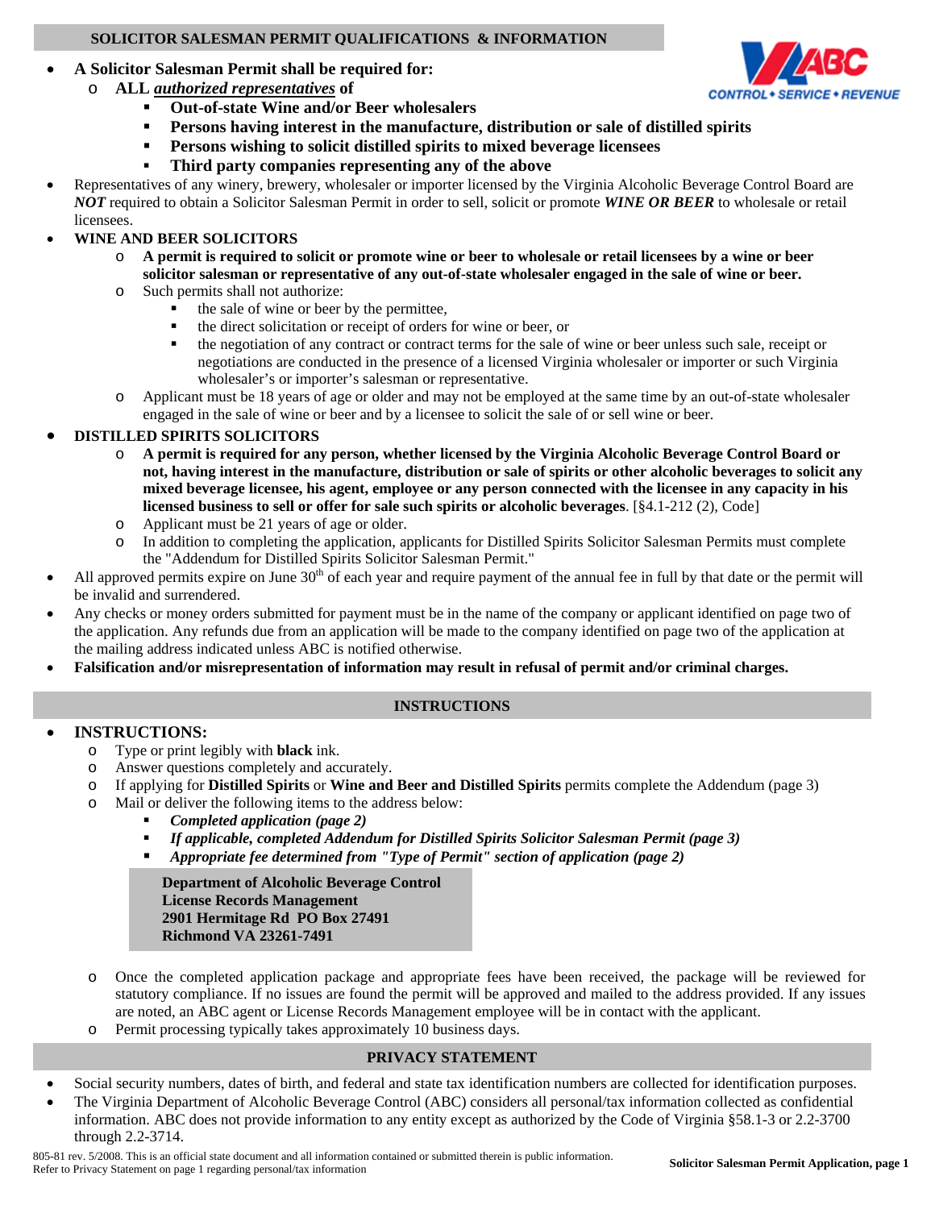## SOLICITOR SALESMAN PERMIT QUALIFICATIONS & INFORMATION

- **A Solicitor Salesman Permit shall be required for:**
  - **ALL *authorized representatives* of**
    - **Out-of-state Wine and/or Beer wholesalers**
    - **Persons having interest in the manufacture, distribution or sale of distilled spirits**
    - **Persons wishing to solicit distilled spirits to mixed beverage licensees**
    - **Third party companies representing any of the above**
- Representatives of any winery, brewery, wholesaler or importer licensed by the Virginia Alcoholic Beverage Control Board are ***NOT*** required to obtain a Solicitor Salesman Permit in order to sell, solicit or promote ***WINE OR BEER*** to wholesale or retail licensees.
- **WINE AND BEER SOLICITORS**
  - **A permit is required to solicit or promote wine or beer to wholesale or retail licensees by a wine or beer solicitor salesman or representative of any out-of-state wholesaler engaged in the sale of wine or beer.**
  - Such permits shall not authorize:
    - the sale of wine or beer by the permittee,
    - the direct solicitation or receipt of orders for wine or beer, or
    - the negotiation of any contract or contract terms for the sale of wine or beer unless such sale, receipt or negotiations are conducted in the presence of a licensed Virginia wholesaler or importer or such Virginia wholesaler's or importer's salesman or representative.
  - Applicant must be 18 years of age or older and may not be employed at the same time by an out-of-state wholesaler engaged in the sale of wine or beer and by a licensee to solicit the sale of or sell wine or beer.
- **DISTILLED SPIRITS SOLICITORS**
  - **A permit is required for any person, whether licensed by the Virginia Alcoholic Beverage Control Board or not, having interest in the manufacture, distribution or sale of spirits or other alcoholic beverages to solicit any mixed beverage licensee, his agent, employee or any person connected with the licensee in any capacity in his licensed business to sell or offer for sale such spirits or alcoholic beverages**. [§4.1-212 (2), Code]
  - Applicant must be 21 years of age or older.
  - In addition to completing the application, applicants for Distilled Spirits Solicitor Salesman Permits must complete the "Addendum for Distilled Spirits Solicitor Salesman Permit."
- All approved permits expire on June 30th of each year and require payment of the annual fee in full by that date or the permit will be invalid and surrendered.
- Any checks or money orders submitted for payment must be in the name of the company or applicant identified on page two of the application. Any refunds due from an application will be made to the company identified on page two of the application at the mailing address indicated unless ABC is notified otherwise.
- **Falsification and/or misrepresentation of information may result in refusal of permit and/or criminal charges.**

## INSTRUCTIONS

- **INSTRUCTIONS:**
  - Type or print legibly with **black** ink.
  - Answer questions completely and accurately.
  - If applying for **Distilled Spirits** or **Wine and Beer and Distilled Spirits** permits complete the Addendum (page 3)
  - Mail or deliver the following items to the address below:
    - ***Completed application (page 2)***
    - ***If applicable, completed Addendum for Distilled Spirits Solicitor Salesman Permit (page 3)***
    - ***Appropriate fee determined from "Type of Permit" section of application (page 2)***

    **Department of Alcoholic Beverage Control**
    **License Records Management**
    **2901 Hermitage Rd PO Box 27491**
    **Richmond VA 23261-7491**

  - Once the completed application package and appropriate fees have been received, the package will be reviewed for statutory compliance. If no issues are found the permit will be approved and mailed to the address provided. If any issues are noted, an ABC agent or License Records Management employee will be in contact with the applicant.
  - Permit processing typically takes approximately 10 business days.

## PRIVACY STATEMENT

- Social security numbers, dates of birth, and federal and state tax identification numbers are collected for identification purposes.
- The Virginia Department of Alcoholic Beverage Control (ABC) considers all personal/tax information collected as confidential information. ABC does not provide information to any entity except as authorized by the Code of Virginia §58.1-3 or 2.2-3700 through 2.2-3714.

805-81 rev. 5/2008. This is an official state document and all information contained or submitted therein is public information. Refer to Privacy Statement on page 1 regarding personal/tax information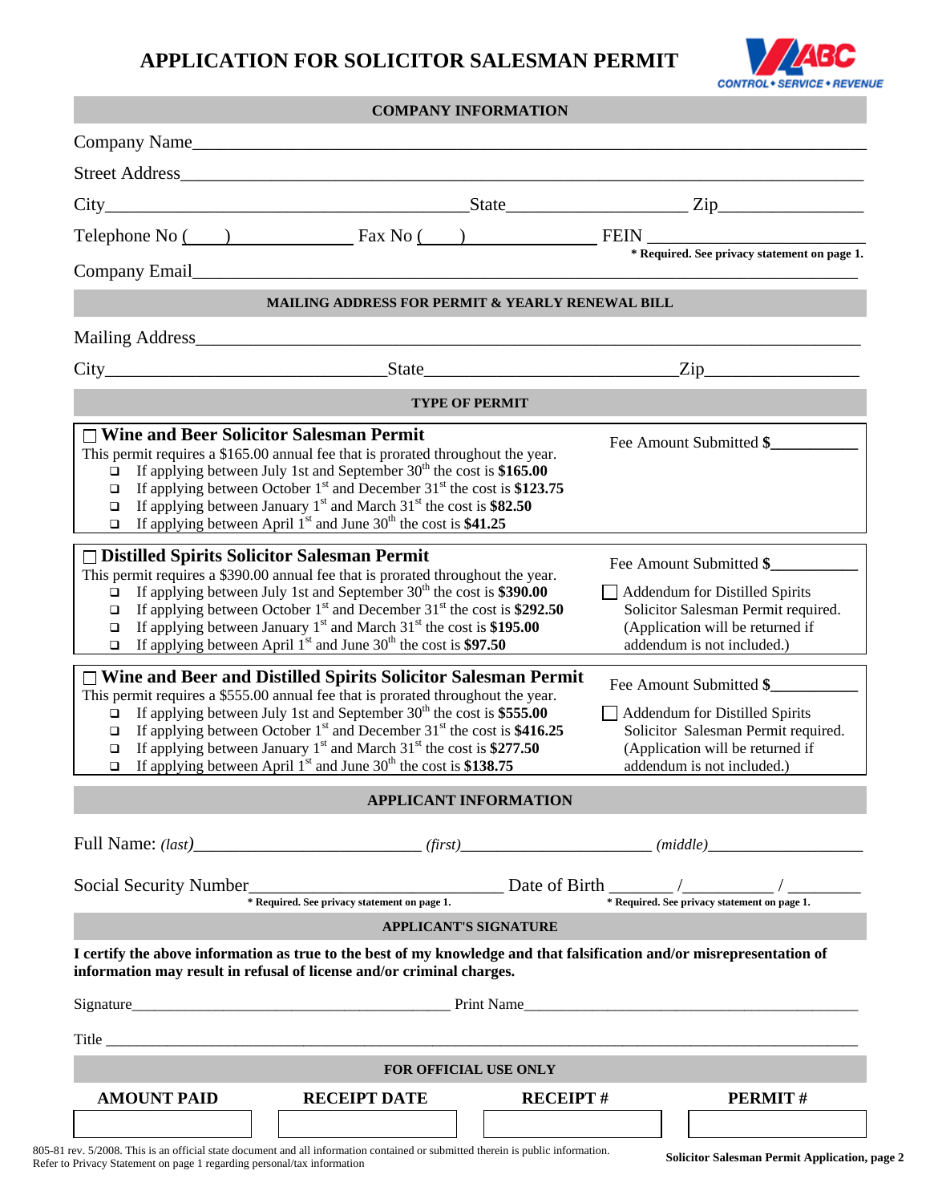# APPLICATION FOR SOLICITOR SALESMAN PERMIT

## COMPANY INFORMATION

Company Name_______________________________________________

Street Address_______________________________________________

City_______________________ State_______________ Zip_______________

Telephone No (____)____________ Fax No (____)____________ FEIN ____________________

\* Required. See privacy statement on page 1.

Company Email_______________________________________________

## MAILING ADDRESS FOR PERMIT & YEARLY RENEWAL BILL

Mailing Address_______________________________________________

City_______________________ State_______________ Zip_______________

## TYPE OF PERMIT

☐ **Wine and Beer Solicitor Salesman Permit**

This permit requires a $165.00 annual fee that is prorated throughout the year.

- ❑ If applying between July 1st and September 30th the cost is **$165.00**
- ❑ If applying between October 1st and December 31st the cost is **$123.75**
- ❑ If applying between January 1st and March 31st the cost is **$82.50**
- ❑ If applying between April 1st and June 30th the cost is **$41.25**

Fee Amount Submitted **$__________**

☐ **Distilled Spirits Solicitor Salesman Permit**

This permit requires a $390.00 annual fee that is prorated throughout the year.

- ❑ If applying between July 1st and September 30th the cost is **$390.00**
- ❑ If applying between October 1st and December 31st the cost is **$292.50**
- ❑ If applying between January 1st and March 31st the cost is **$195.00**
- ❑ If applying between April 1st and June 30th the cost is **$97.50**

Fee Amount Submitted **$__________**

☐ Addendum for Distilled Spirits Solicitor Salesman Permit required. (Application will be returned if addendum is not included.)

☐ **Wine and Beer and Distilled Spirits Solicitor Salesman Permit**

This permit requires a $555.00 annual fee that is prorated throughout the year.

- ❑ If applying between July 1st and September 30th the cost is **$555.00**
- ❑ If applying between October 1st and December 31st the cost is **$416.25**
- ❑ If applying between January 1st and March 31st the cost is **$277.50**
- ❑ If applying between April 1st and June 30th the cost is **$138.75**

Fee Amount Submitted **$__________**

☐ Addendum for Distilled Spirits Solicitor Salesman Permit required. (Application will be returned if addendum is not included.)

## APPLICANT INFORMATION

Full Name: *(last)*____________________ *(first)*____________________ *(middle)*____________________

Social Security Number____________________ Date of Birth ______/______/______

\* Required. See privacy statement on page 1. \* Required. See privacy statement on page 1.

## APPLICANT'S SIGNATURE

**I certify the above information as true to the best of my knowledge and that falsification and/or misrepresentation of information may result in refusal of license and/or criminal charges.**

Signature______________________________ Print Name______________________________

Title _______________________________________________

## FOR OFFICIAL USE ONLY

| AMOUNT PAID | RECEIPT DATE | RECEIPT # | PERMIT # |
|---|---|---|---|
| | | | |

805-81 rev. 5/2008. This is an official state document and all information contained or submitted therein is public information. Refer to Privacy Statement on page 1 regarding personal/tax information

Solicitor Salesman Permit Application, page 2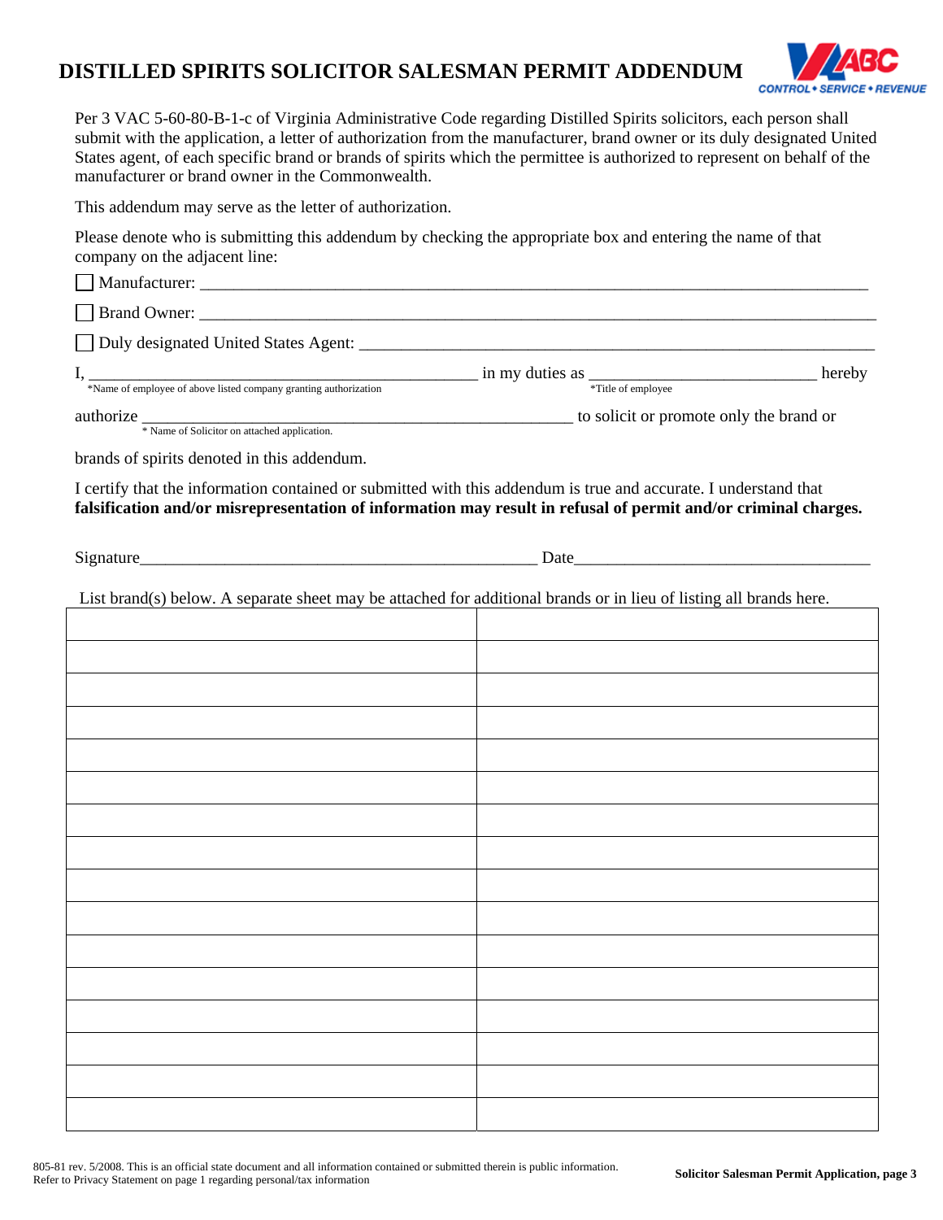# DISTILLED SPIRITS SOLICITOR SALESMAN PERMIT ADDENDUM

CONTROL • SERVICE • REVENUE

Per 3 VAC 5-60-80-B-1-c of Virginia Administrative Code regarding Distilled Spirits solicitors, each person shall submit with the application, a letter of authorization from the manufacturer, brand owner or its duly designated United States agent, of each specific brand or brands of spirits which the permittee is authorized to represent on behalf of the manufacturer or brand owner in the Commonwealth.

This addendum may serve as the letter of authorization.

Please denote who is submitting this addendum by checking the appropriate box and entering the name of that company on the adjacent line:

☐ Manufacturer: ___________________________________________________________________________

☐ Brand Owner: ___________________________________________________________________________

☐ Duly designated United States Agent: ____________________________________________________________

I, _______________________________________________ in my duties as ___________________________ hereby
*Name of employee of above listed company granting authorization *Title of employee

authorize ____________________________________________________ to solicit or promote only the brand or
* Name of Solicitor on attached application.

brands of spirits denoted in this addendum.

I certify that the information contained or submitted with this addendum is true and accurate. I understand that **falsification and/or misrepresentation of information may result in refusal of permit and/or criminal charges.**

Signature_______________________________________________ Date___________________________________

List brand(s) below. A separate sheet may be attached for additional brands or in lieu of listing all brands here.

| | |
|---|---|
| | |
| | |
| | |
| | |
| | |
| | |
| | |
| | |
| | |
| | |
| | |
| | |
| | |
| | |
| | |
| | |

805-81 rev. 5/2008. This is an official state document and all information contained or submitted therein is public information.
Refer to Privacy Statement on page 1 regarding personal/tax information

**Solicitor Salesman Permit Application, page 3**